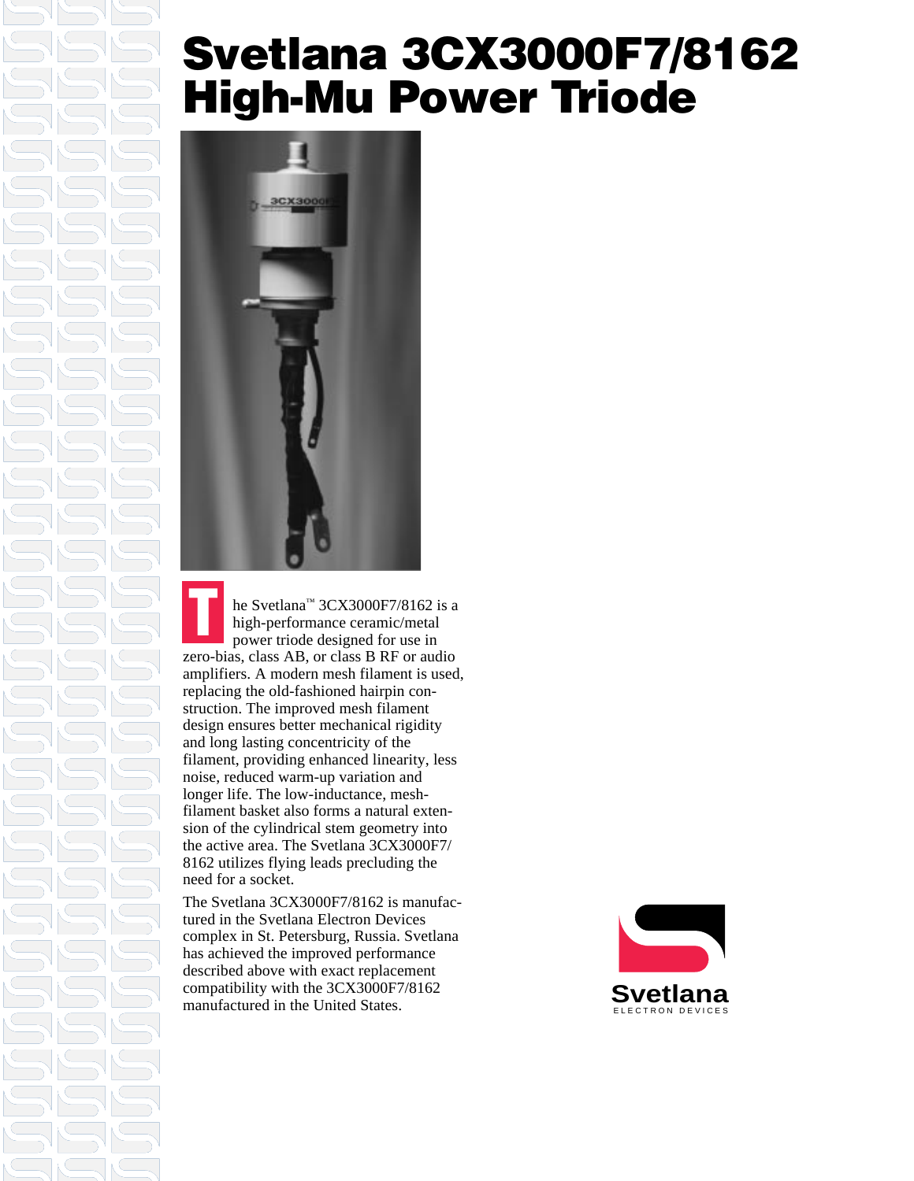# Svetlana 3CX3000F7/8162 High-Mu Power Triode

The Svetlana™ 3CX3000F7/8162 is a high-performance ceramic/metal power triode designed for use in zero-bias, class AB, or class B RF or audio amplifiers. A modern mesh filament is used, replacing the old-fashioned hairpin construction. The improved mesh filament design ensures better mechanical rigidity and long lasting concentricity of the filament, providing enhanced linearity, less noise, reduced warm-up variation and longer life. The low-inductance, mesh-filament basket also forms a natural extension of the cylindrical stem geometry into the active area. The Svetlana 3CX3000F7/8162 utilizes flying leads precluding the need for a socket.

The Svetlana 3CX3000F7/8162 is manufactured in the Svetlana Electron Devices complex in St. Petersburg, Russia. Svetlana has achieved the improved performance described above with exact replacement compatibility with the 3CX3000F7/8162 manufactured in the United States.

Svetlana
ELECTRON DEVICES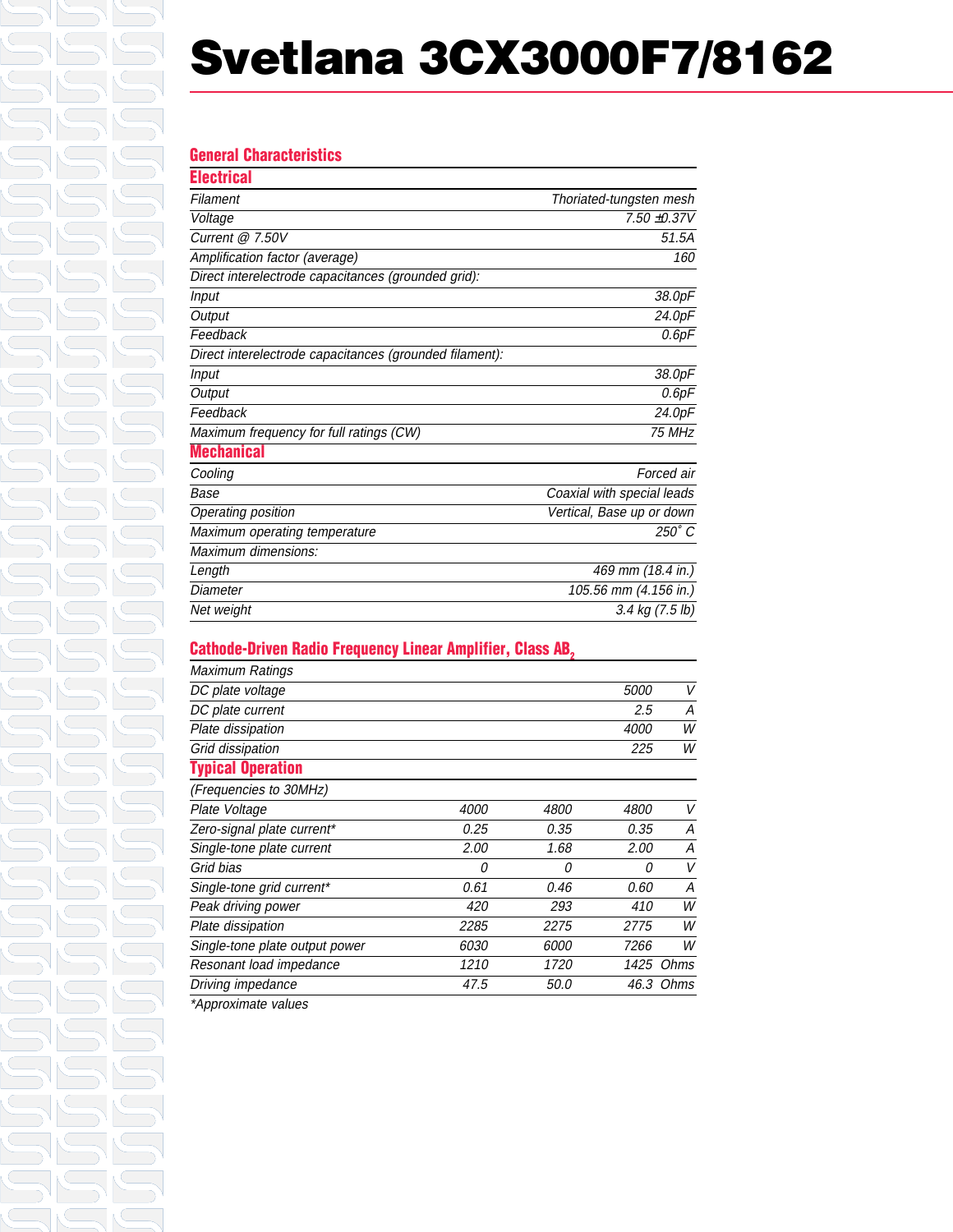# Svetlana 3CX3000F7/8162

## General Characteristics

### Electrical

| | |
|---|---|
| Filament | Thoriated-tungsten mesh |
| Voltage | 7.50 ±0.37V |
| Current @ 7.50V | 51.5A |
| Amplification factor (average) | 160 |
| Direct interelectrode capacitances (grounded grid): | |
| Input | 38.0pF |
| Output | 24.0pF |
| Feedback | 0.6pF |
| Direct interelectrode capacitances (grounded filament): | |
| Input | 38.0pF |
| Output | 0.6pF |
| Feedback | 24.0pF |
| Maximum frequency for full ratings (CW) | 75 MHz |

### Mechanical

| | |
|---|---|
| Cooling | Forced air |
| Base | Coaxial with special leads |
| Operating position | Vertical, Base up or down |
| Maximum operating temperature | 250˚ C |
| Maximum dimensions: | |
| Length | 469 mm (18.4 in.) |
| Diameter | 105.56 mm (4.156 in.) |
| Net weight | 3.4 kg (7.5 lb) |

## Cathode-Driven Radio Frequency Linear Amplifier, Class $AB_2$

| Maximum Ratings | | |
|---|---|---|
| DC plate voltage | 5000 | V |
| DC plate current | 2.5 | A |
| Plate dissipation | 4000 | W |
| Grid dissipation | 225 | W |

### Typical Operation

| (Frequencies to 30MHz) | | | | |
|---|---|---|---|---|
| Plate Voltage | 4000 | 4800 | 4800 | V |
| Zero-signal plate current* | 0.25 | 0.35 | 0.35 | A |
| Single-tone plate current | 2.00 | 1.68 | 2.00 | A |
| Grid bias | 0 | 0 | 0 | V |
| Single-tone grid current* | 0.61 | 0.46 | 0.60 | A |
| Peak driving power | 420 | 293 | 410 | W |
| Plate dissipation | 2285 | 2275 | 2775 | W |
| Single-tone plate output power | 6030 | 6000 | 7266 | W |
| Resonant load impedance | 1210 | 1720 | 1425 | Ohms |
| Driving impedance | 47.5 | 50.0 | 46.3 | Ohms |

*Approximate values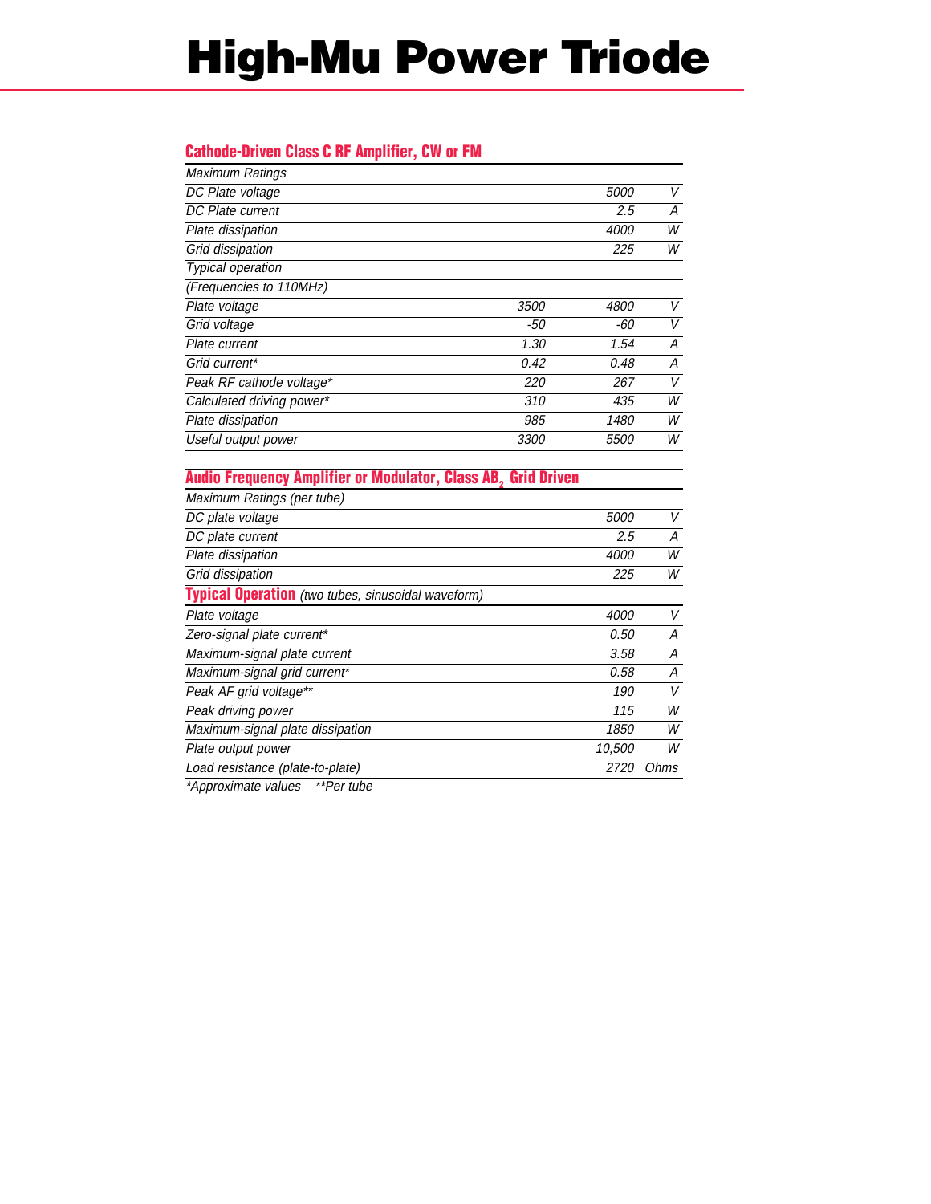# High-Mu Power Triode

## Cathode-Driven Class C RF Amplifier, CW or FM

| *Maximum Ratings* | | | |
|---|---|---|---|
| *DC Plate voltage* | | *5000* | *V* |
| *DC Plate current* | | *2.5* | *A* |
| *Plate dissipation* | | *4000* | *W* |
| *Grid dissipation* | | *225* | *W* |
| *Typical operation* | | | |
| *(Frequencies to 110MHz)* | | | |
| *Plate voltage* | *3500* | *4800* | *V* |
| *Grid voltage* | *-50* | *-60* | *V* |
| *Plate current* | *1.30* | *1.54* | *A* |
| *Grid current** | *0.42* | *0.48* | *A* |
| *Peak RF cathode voltage** | *220* | *267* | *V* |
| *Calculated driving power** | *310* | *435* | *W* |
| *Plate dissipation* | *985* | *1480* | *W* |
| *Useful output power* | *3300* | *5500* | *W* |

## Audio Frequency Amplifier or Modulator, Class $AB_2$ Grid Driven

| *Maximum Ratings (per tube)* | | |
|---|---|---|
| *DC plate voltage* | *5000* | *V* |
| *DC plate current* | *2.5* | *A* |
| *Plate dissipation* | *4000* | *W* |
| *Grid dissipation* | *225* | *W* |

**Typical Operation** *(two tubes, sinusoidal waveform)*

| | | |
|---|---|---|
| *Plate voltage* | *4000* | *V* |
| *Zero-signal plate current** | *0.50* | *A* |
| *Maximum-signal plate current* | *3.58* | *A* |
| *Maximum-signal grid current** | *0.58* | *A* |
| *Peak AF grid voltage*** | *190* | *V* |
| *Peak driving power* | *115* | *W* |
| *Maximum-signal plate dissipation* | *1850* | *W* |
| *Plate output power* | *10,500* | *W* |
| *Load resistance (plate-to-plate)* | *2720* | *Ohms* |

*Approximate values    **Per tube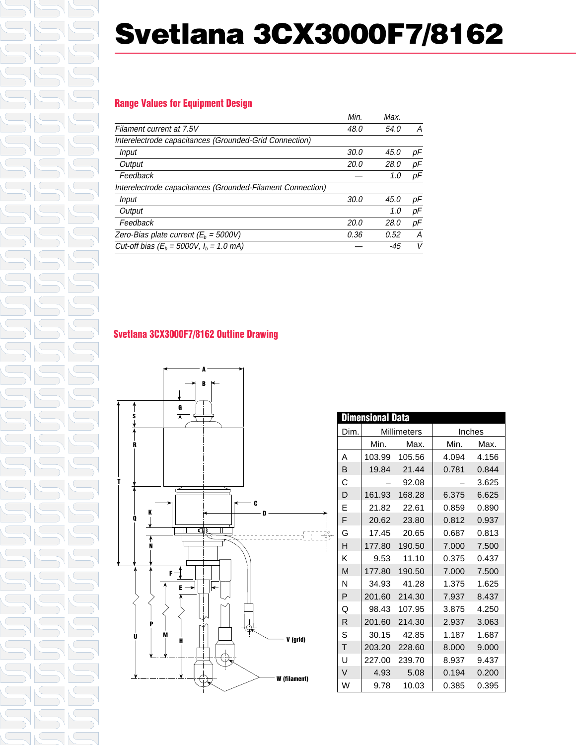# Svetlana 3CX3000F7/8162

## Range Values for Equipment Design

| | Min. | Max. | |
|---|---|---|---|
| *Filament current at 7.5V* | *48.0* | *54.0* | *A* |
| *Interelectrode capacitances (Grounded-Grid Connection)* | | | |
| *Input* | *30.0* | *45.0* | *pF* |
| *Output* | *20.0* | *28.0* | *pF* |
| *Feedback* | *—* | *1.0* | *pF* |
| *Interelectrode capacitances (Grounded-Filament Connection)* | | | |
| *Input* | *30.0* | *45.0* | *pF* |
| *Output* | | *1.0* | *pF* |
| *Feedback* | *20.0* | *28.0* | *pF* |
| *Zero-Bias plate current ($E_b$ = 5000V)* | *0.36* | *0.52* | *A* |
| *Cut-off bias ($E_b$ = 5000V, $I_b$ = 1.0 mA)* | *—* | *-45* | *V* |

## Svetlana 3CX3000F7/8162 Outline Drawing

**Dimensional Data**

| Dim. | Millimeters | | Inches | |
|---|---|---|---|---|
| | Min. | Max. | Min. | Max. |
| A | 103.99 | 105.56 | 4.094 | 4.156 |
| B | 19.84 | 21.44 | 0.781 | 0.844 |
| C | – | 92.08 | – | 3.625 |
| D | 161.93 | 168.28 | 6.375 | 6.625 |
| E | 21.82 | 22.61 | 0.859 | 0.890 |
| F | 20.62 | 23.80 | 0.812 | 0.937 |
| G | 17.45 | 20.65 | 0.687 | 0.813 |
| H | 177.80 | 190.50 | 7.000 | 7.500 |
| K | 9.53 | 11.10 | 0.375 | 0.437 |
| M | 177.80 | 190.50 | 7.000 | 7.500 |
| N | 34.93 | 41.28 | 1.375 | 1.625 |
| P | 201.60 | 214.30 | 7.937 | 8.437 |
| Q | 98.43 | 107.95 | 3.875 | 4.250 |
| R | 201.60 | 214.30 | 2.937 | 3.063 |
| S | 30.15 | 42.85 | 1.187 | 1.687 |
| T | 203.20 | 228.60 | 8.000 | 9.000 |
| U | 227.00 | 239.70 | 8.937 | 9.437 |
| V | 4.93 | 5.08 | 0.194 | 0.200 |
| W | 9.78 | 10.03 | 0.385 | 0.395 |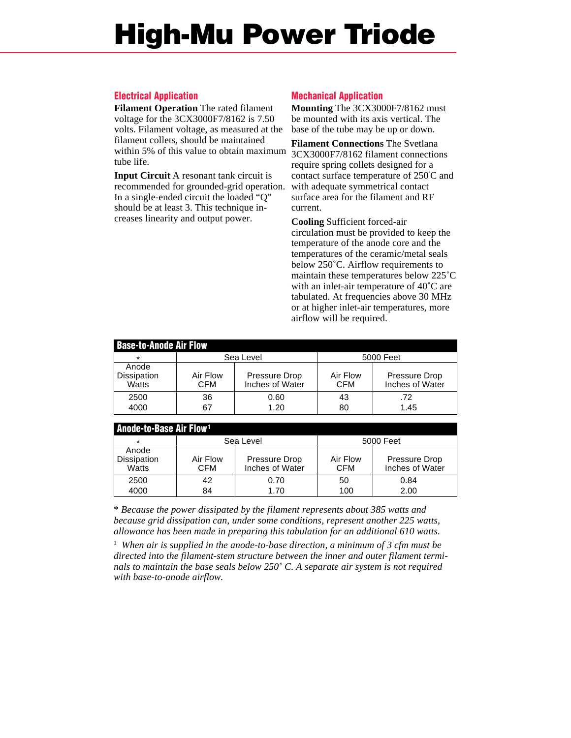# High-Mu Power Triode

## Electrical Application

**Filament Operation** The rated filament voltage for the 3CX3000F7/8162 is 7.50 volts. Filament voltage, as measured at the filament collets, should be maintained within 5% of this value to obtain maximum tube life.

**Input Circuit** A resonant tank circuit is recommended for grounded-grid operation. In a single-ended circuit the loaded "Q" should be at least 3. This technique increases linearity and output power.

## Mechanical Application

**Mounting** The 3CX3000F7/8162 must be mounted with its axis vertical. The base of the tube may be up or down.

**Filament Connections** The Svetlana 3CX3000F7/8162 filament connections require spring collets designed for a contact surface temperature of 250°C and with adequate symmetrical contact surface area for the filament and RF current.

**Cooling** Sufficient forced-air circulation must be provided to keep the temperature of the anode core and the temperatures of the ceramic/metal seals below 250°C. Airflow requirements to maintain these temperatures below 225°C with an inlet-air temperature of 40°C are tabulated. At frequencies above 30 MHz or at higher inlet-air temperatures, more airflow will be required.

### Base-to-Anode Air Flow

| * | Sea Level | | 5000 Feet | |
|---|---|---|---|---|
| Anode Dissipation Watts | Air Flow CFM | Pressure Drop Inches of Water | Air Flow CFM | Pressure Drop Inches of Water |
| 2500 | 36 | 0.60 | 43 | .72 |
| 4000 | 67 | 1.20 | 80 | 1.45 |

### Anode-to-Base Air Flow[1]

| * | Sea Level | | 5000 Feet | |
|---|---|---|---|---|
| Anode Dissipation Watts | Air Flow CFM | Pressure Drop Inches of Water | Air Flow CFM | Pressure Drop Inches of Water |
| 2500 | 42 | 0.70 | 50 | 0.84 |
| 4000 | 84 | 1.70 | 100 | 2.00 |

* *Because the power dissipated by the filament represents about 385 watts and because grid dissipation can, under some conditions, represent another 225 watts, allowance has been made in preparing this tabulation for an additional 610 watts.*

[1] *When air is supplied in the anode-to-base direction, a minimum of 3 cfm must be directed into the filament-stem structure between the inner and outer filament terminals to maintain the base seals below 250° C. A separate air system is not required with base-to-anode airflow.*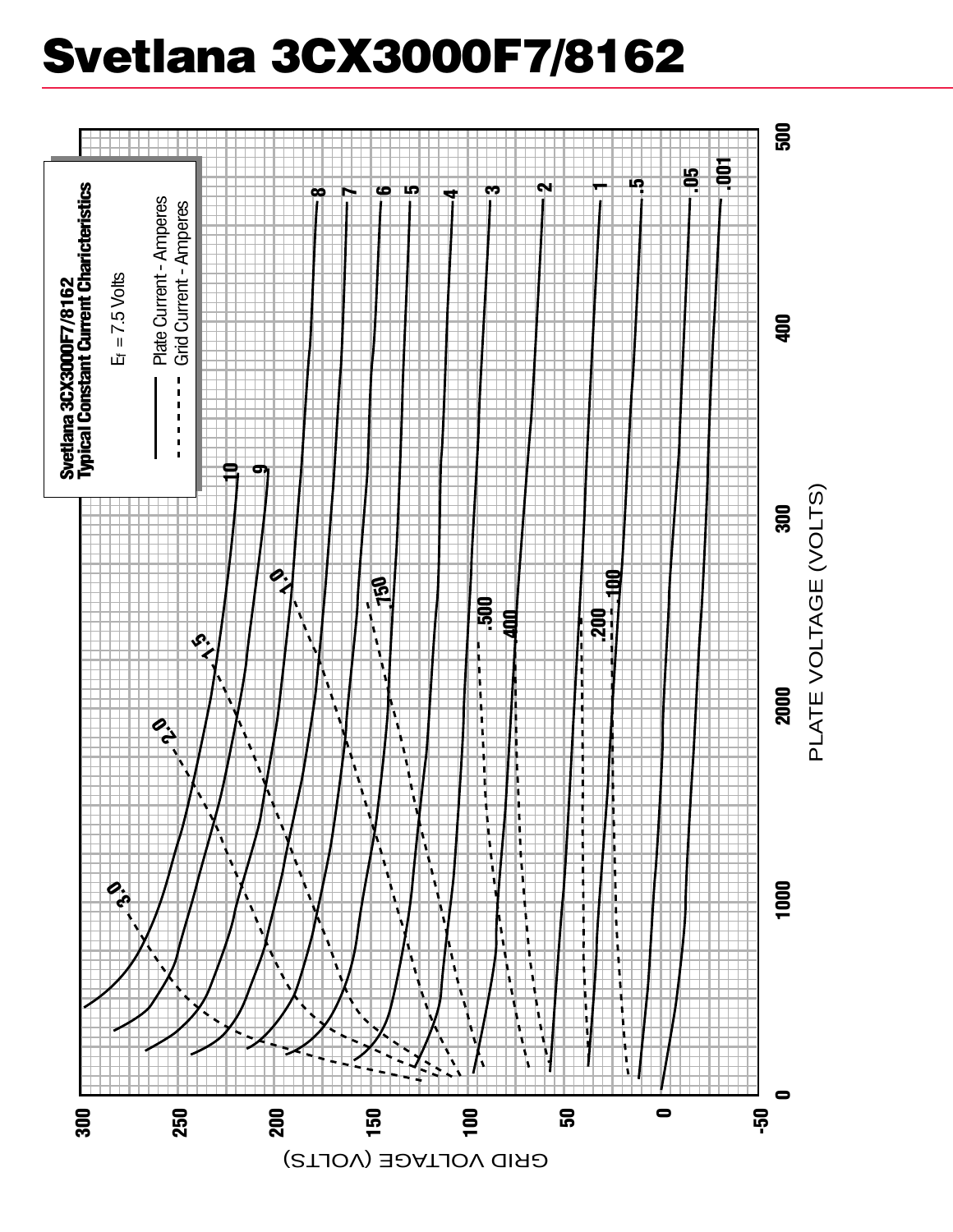# Svetlana 3CX3000F7/8162

**Svetlana 3CX3000F7/8162**
**Typical Constant Current Charicteristics**

$E_f$ = 7.5 Volts

——— Plate Current - Amperes
- - - - Grid Current - Amperes

PLATE VOLTAGE (VOLTS)

GRID VOLTAGE (VOLTS)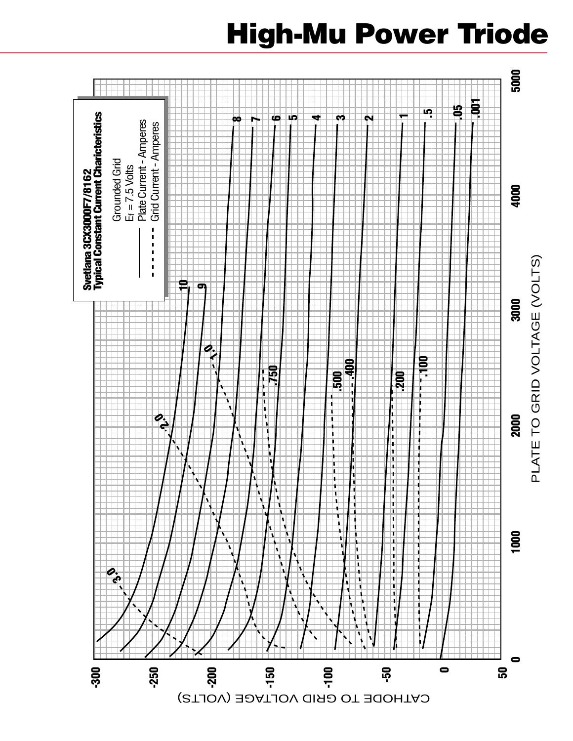# High-Mu Power Triode

**Svetlana 3CX3000F7/8162**
**Typical Constant Current Charicteristics**

Grounded Grid
$E_f$ = 7.5 Volts
Plate Current - Amperes
Grid Current - Amperes

CATHODE TO GRID VOLTAGE (VOLTS)

-300
-250
-200
-150
-100
-50
0
50

PLATE TO GRID VOLTAGE (VOLTS)

0
1000
2000
3000
4000
5000

10
9
8
7
6
5
4
3
2
1
.5
.05
.001

3.0
2.0
1.0
.750
.500
.400
.200
.100